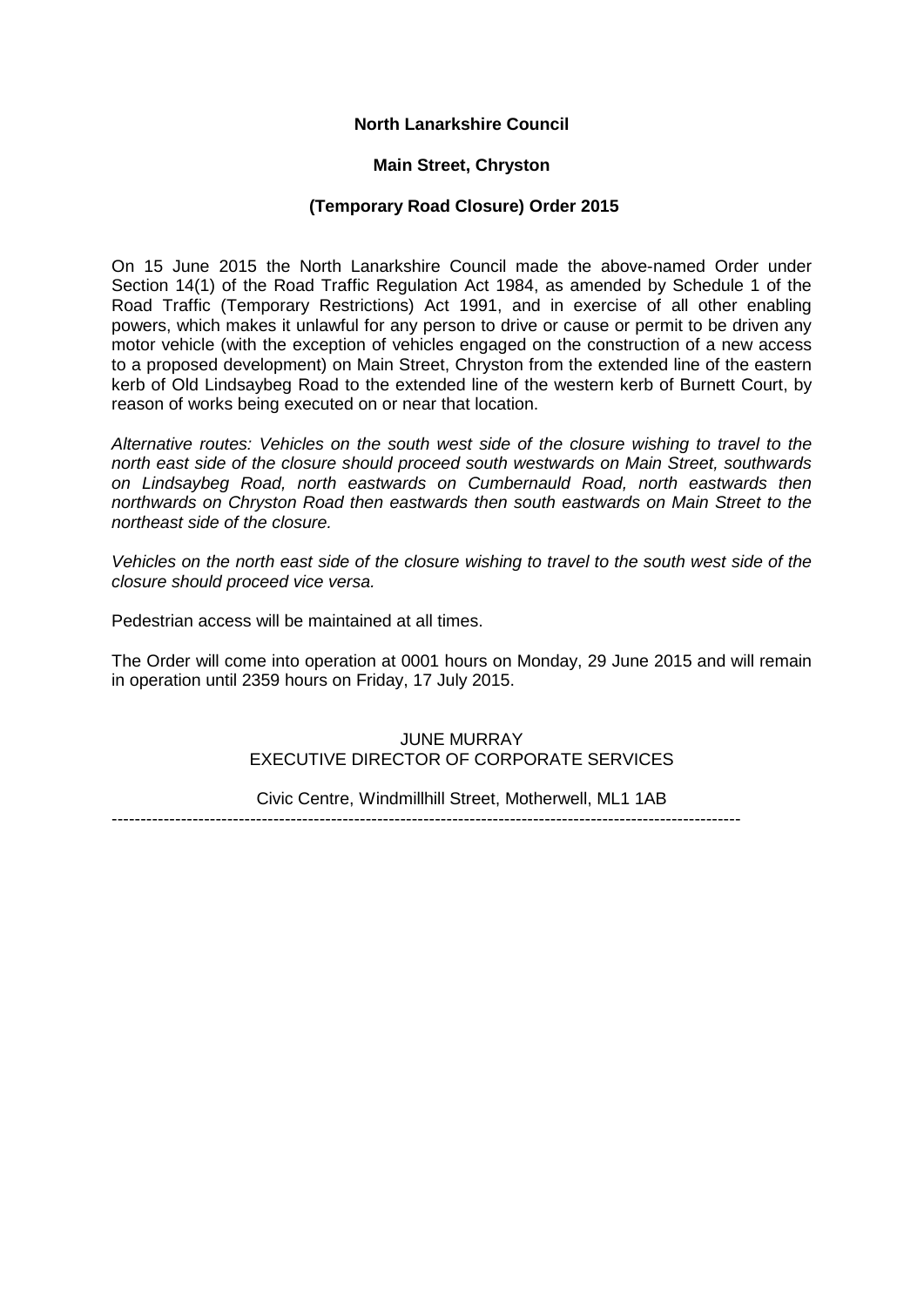**North Lanarkshire Council**

**Main Street, Chryston**

**(Temporary Road Closure) Order 2015**

On 15 June 2015 the North Lanarkshire Council made the above-named Order under Section 14(1) of the Road Traffic Regulation Act 1984, as amended by Schedule 1 of the Road Traffic (Temporary Restrictions) Act 1991, and in exercise of all other enabling powers, which makes it unlawful for any person to drive or cause or permit to be driven any motor vehicle (with the exception of vehicles engaged on the construction of a new access to a proposed development) on Main Street, Chryston from the extended line of the eastern kerb of Old Lindsaybeg Road to the extended line of the western kerb of Burnett Court, by reason of works being executed on or near that location.

*Alternative routes: Vehicles on the south west side of the closure wishing to travel to the north east side of the closure should proceed south westwards on Main Street, southwards on Lindsaybeg Road, north eastwards on Cumbernauld Road, north eastwards then northwards on Chryston Road then eastwards then south eastwards on Main Street to the northeast side of the closure.*

*Vehicles on the north east side of the closure wishing to travel to the south west side of the closure should proceed vice versa.*

Pedestrian access will be maintained at all times.

The Order will come into operation at 0001 hours on Monday, 29 June 2015 and will remain in operation until 2359 hours on Friday, 17 July 2015.

JUNE MURRAY
EXECUTIVE DIRECTOR OF CORPORATE SERVICES

Civic Centre, Windmillhill Street, Motherwell, ML1 1AB

---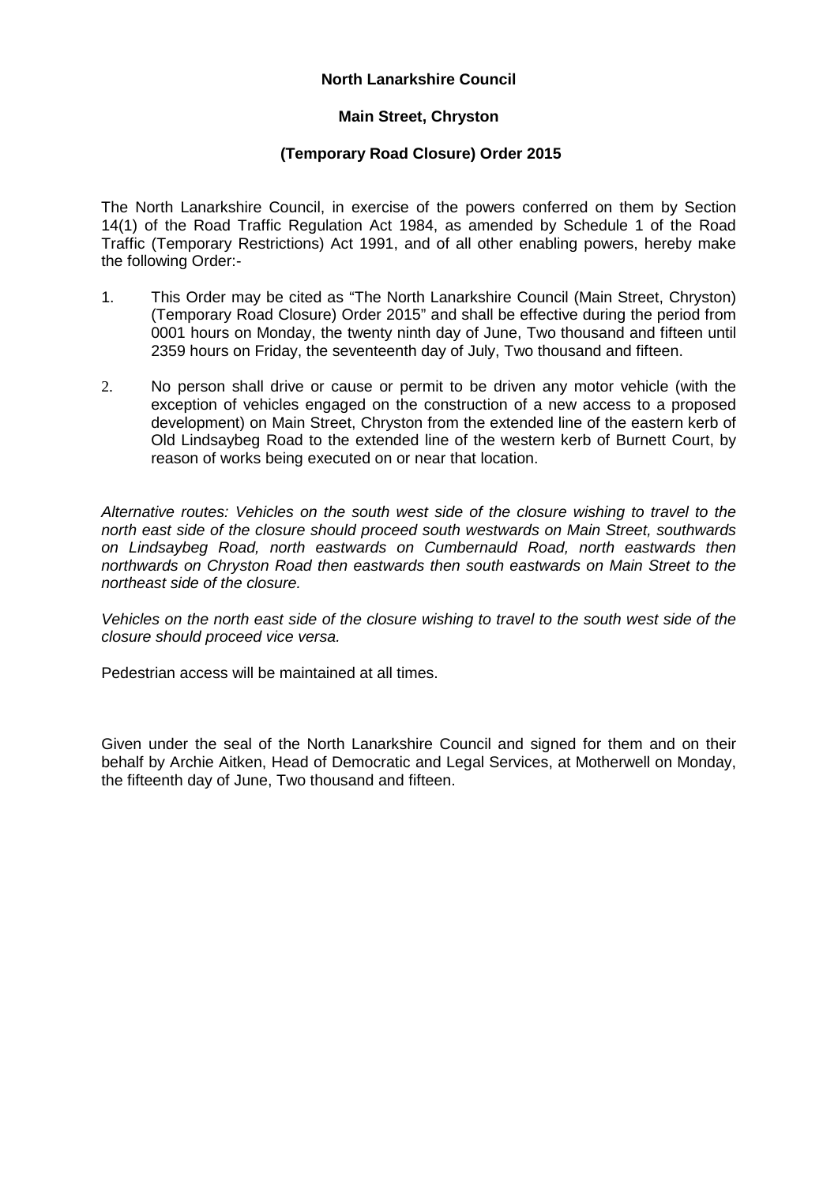**North Lanarkshire Council**

**Main Street, Chryston**

**(Temporary Road Closure) Order 2015**

The North Lanarkshire Council, in exercise of the powers conferred on them by Section 14(1) of the Road Traffic Regulation Act 1984, as amended by Schedule 1 of the Road Traffic (Temporary Restrictions) Act 1991, and of all other enabling powers, hereby make the following Order:-

1. This Order may be cited as "The North Lanarkshire Council (Main Street, Chryston) (Temporary Road Closure) Order 2015" and shall be effective during the period from 0001 hours on Monday, the twenty ninth day of June, Two thousand and fifteen until 2359 hours on Friday, the seventeenth day of July, Two thousand and fifteen.

2. No person shall drive or cause or permit to be driven any motor vehicle (with the exception of vehicles engaged on the construction of a new access to a proposed development) on Main Street, Chryston from the extended line of the eastern kerb of Old Lindsaybeg Road to the extended line of the western kerb of Burnett Court, by reason of works being executed on or near that location.

*Alternative routes: Vehicles on the south west side of the closure wishing to travel to the north east side of the closure should proceed south westwards on Main Street, southwards on Lindsaybeg Road, north eastwards on Cumbernauld Road, north eastwards then northwards on Chryston Road then eastwards then south eastwards on Main Street to the northeast side of the closure.*

*Vehicles on the north east side of the closure wishing to travel to the south west side of the closure should proceed vice versa.*

Pedestrian access will be maintained at all times.

Given under the seal of the North Lanarkshire Council and signed for them and on their behalf by Archie Aitken, Head of Democratic and Legal Services, at Motherwell on Monday, the fifteenth day of June, Two thousand and fifteen.